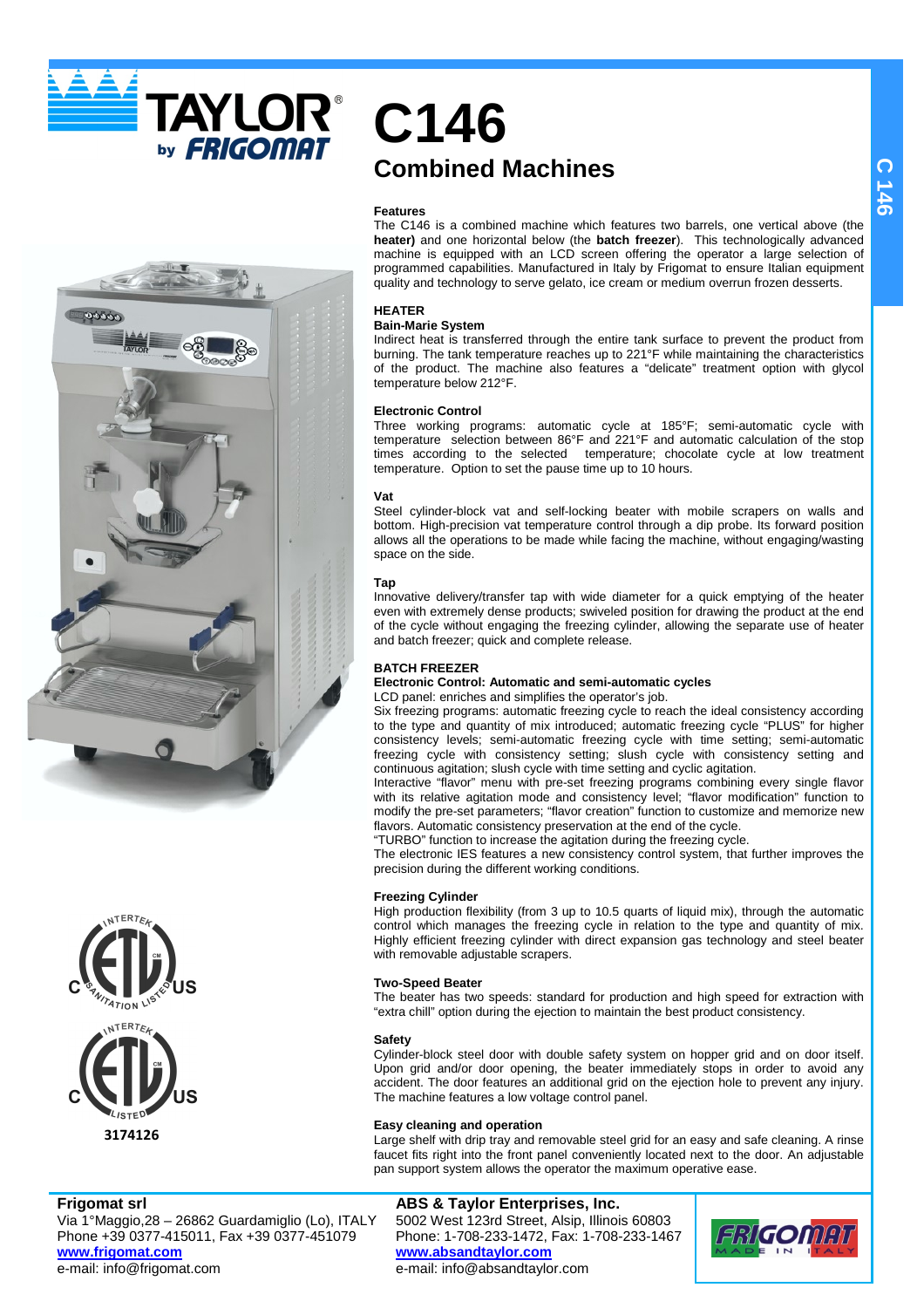# C146

## Combined Machines

**Features**

The C146 is a combined machine which features two barrels, one vertical above (the **heater)** and one horizontal below (the **batch freezer**). This technologically advanced machine is equipped with an LCD screen offering the operator a large selection of programmed capabilities. Manufactured in Italy by Frigomat to ensure Italian equipment quality and technology to serve gelato, ice cream or medium overrun frozen desserts.

### HEATER

**Bain-Marie System**

Indirect heat is transferred through the entire tank surface to prevent the product from burning. The tank temperature reaches up to 221°F while maintaining the characteristics of the product. The machine also features a "delicate" treatment option with glycol temperature below 212°F.

**Electronic Control**

Three working programs: automatic cycle at 185°F; semi-automatic cycle with temperature selection between 86°F and 221°F and automatic calculation of the stop times according to the selected temperature; chocolate cycle at low treatment temperature. Option to set the pause time up to 10 hours.

**Vat**

Steel cylinder-block vat and self-locking beater with mobile scrapers on walls and bottom. High-precision vat temperature control through a dip probe. Its forward position allows all the operations to be made while facing the machine, without engaging/wasting space on the side.

**Tap**

Innovative delivery/transfer tap with wide diameter for a quick emptying of the heater even with extremely dense products; swiveled position for drawing the product at the end of the cycle without engaging the freezing cylinder, allowing the separate use of heater and batch freezer; quick and complete release.

### BATCH FREEZER

**Electronic Control: Automatic and semi-automatic cycles**

LCD panel: enriches and simplifies the operator's job.

Six freezing programs: automatic freezing cycle to reach the ideal consistency according to the type and quantity of mix introduced; automatic freezing cycle "PLUS" for higher consistency levels; semi-automatic freezing cycle with time setting; semi-automatic freezing cycle with consistency setting; slush cycle with consistency setting and continuous agitation; slush cycle with time setting and cyclic agitation.

Interactive "flavor" menu with pre-set freezing programs combining every single flavor with its relative agitation mode and consistency level; "flavor modification" function to modify the pre-set parameters; "flavor creation" function to customize and memorize new flavors. Automatic consistency preservation at the end of the cycle.

"TURBO" function to increase the agitation during the freezing cycle.

The electronic IES features a new consistency control system, that further improves the precision during the different working conditions.

**Freezing Cylinder**

High production flexibility (from 3 up to 10.5 quarts of liquid mix), through the automatic control which manages the freezing cycle in relation to the type and quantity of mix. Highly efficient freezing cylinder with direct expansion gas technology and steel beater with removable adjustable scrapers.

**Two-Speed Beater**

The beater has two speeds: standard for production and high speed for extraction with "extra chill" option during the ejection to maintain the best product consistency.

**Safety**

Cylinder-block steel door with double safety system on hopper grid and on door itself. Upon grid and/or door opening, the beater immediately stops in order to avoid any accident. The door features an additional grid on the ejection hole to prevent any injury. The machine features a low voltage control panel.

**Easy cleaning and operation**

Large shelf with drip tray and removable steel grid for an easy and safe cleaning. A rinse faucet fits right into the front panel conveniently located next to the door. An adjustable pan support system allows the operator the maximum operative ease.

3174126

**Frigomat srl**
Via 1°Maggio,28 – 26862 Guardamiglio (Lo), ITALY
Phone +39 0377-415011, Fax +39 0377-451079
**www.frigomat.com**
e-mail: info@frigomat.com

**ABS & Taylor Enterprises, Inc.**
5002 West 123rd Street, Alsip, Illinois 60803
Phone: 1-708-233-1472, Fax: 1-708-233-1467
**www.absandtaylor.com**
e-mail: info@absandtaylor.com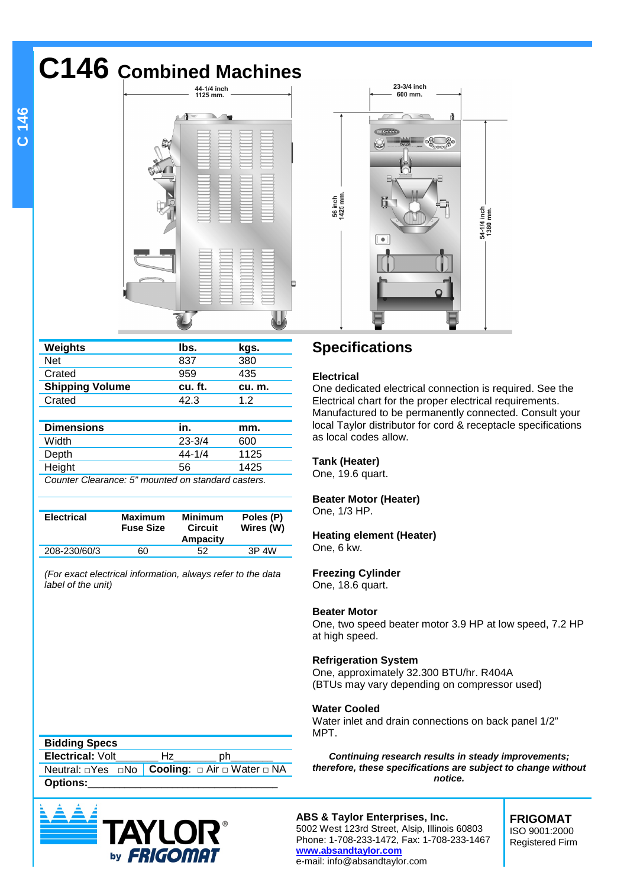# C146 Combined Machines

44-1/4 inch
1125 mm.

23-3/4 inch
600 mm.

56 inch
1425 mm.

54-1/4 inch
1380 mm.

| Weights | lbs. | kgs. |
|---|---|---|
| Net | 837 | 380 |
| Crated | 959 | 435 |
| **Shipping Volume** | **cu. ft.** | **cu. m.** |
| Crated | 42.3 | 1.2 |

| Dimensions | in. | mm. |
|---|---|---|
| Width | 23-3/4 | 600 |
| Depth | 44-1/4 | 1125 |
| Height | 56 | 1425 |

*Counter Clearance: 5" mounted on standard casters.*

| Electrical | Maximum Fuse Size | Minimum Circuit Ampacity | Poles (P) Wires (W) |
|---|---|---|---|
| 208-230/60/3 | 60 | 52 | 3P 4W |

*(For exact electrical information, always refer to the data label of the unit)*

## Specifications

**Electrical**
One dedicated electrical connection is required. See the Electrical chart for the proper electrical requirements. Manufactured to be permanently connected. Consult your local Taylor distributor for cord & receptacle specifications as local codes allow.

**Tank (Heater)**
One, 19.6 quart.

**Beater Motor (Heater)**
One, 1/3 HP.

**Heating element (Heater)**
One, 6 kw.

**Freezing Cylinder**
One, 18.6 quart.

**Beater Motor**
One, two speed beater motor 3.9 HP at low speed, 7.2 HP at high speed.

**Refrigeration System**
One, approximately 32.300 BTU/hr. R404A
(BTUs may vary depending on compressor used)

**Water Cooled**
Water inlet and drain connections on back panel 1/2" MPT.

***Continuing research results in steady improvements; therefore, these specifications are subject to change without notice.***

**Bidding Specs**

**Electrical:** Volt_______ Hz_______ ph_______

Neutral: □Yes □No | **Cooling**: □ Air □ Water □ NA

**Options:**_______________________________

TAYLOR® by FRIGOMAT

**ABS & Taylor Enterprises, Inc.**
5002 West 123rd Street, Alsip, Illinois 60803
Phone: 1-708-233-1472, Fax: 1-708-233-1467
www.absandtaylor.com
e-mail: info@absandtaylor.com

**FRIGOMAT**
ISO 9001:2000
Registered Firm